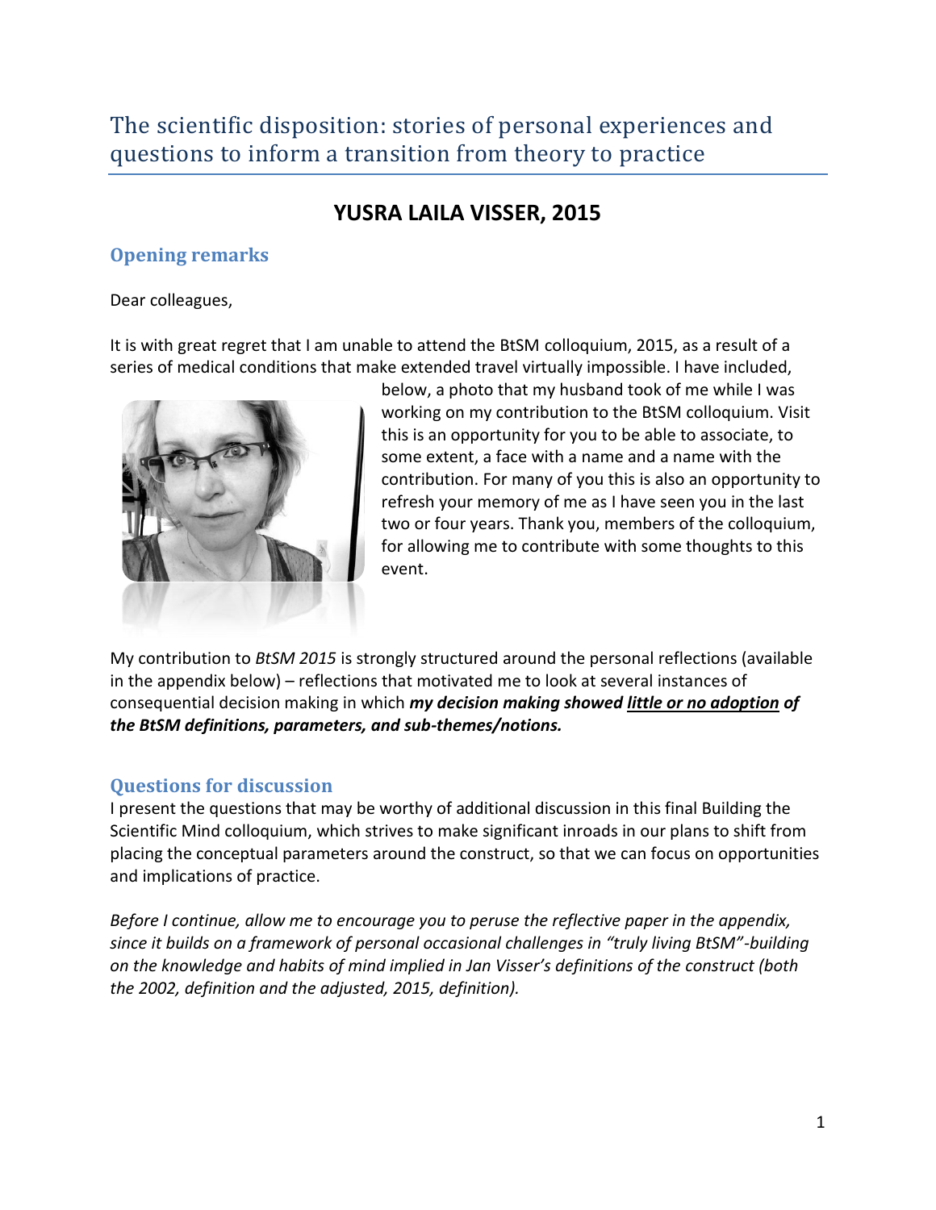# The scientific disposition: stories of personal experiences and questions to inform a transition from theory to practice

## YUSRA LAILA VISSER, 2015

### Opening remarks

Dear colleagues,

It is with great regret that I am unable to attend the BtSM colloquium, 2015, as a result of a series of medical conditions that make extended travel virtually impossible. I have included, below, a photo that my husband took of me while I was working on my contribution to the BtSM colloquium. Visit this is an opportunity for you to be able to associate, to some extent, a face with a name and a name with the contribution. For many of you this is also an opportunity to refresh your memory of me as I have seen you in the last two or four years. Thank you, members of the colloquium, for allowing me to contribute with some thoughts to this event.

My contribution to *BtSM 2015* is strongly structured around the personal reflections (available in the appendix below) – reflections that motivated me to look at several instances of consequential decision making in which ***my decision making showed <u>little or no adoption</u> of the BtSM definitions, parameters, and sub-themes/notions.***

### Questions for discussion

I present the questions that may be worthy of additional discussion in this final Building the Scientific Mind colloquium, which strives to make significant inroads in our plans to shift from placing the conceptual parameters around the construct, so that we can focus on opportunities and implications of practice.

*Before I continue, allow me to encourage you to peruse the reflective paper in the appendix, since it builds on a framework of personal occasional challenges in "truly living BtSM"-building on the knowledge and habits of mind implied in Jan Visser's definitions of the construct (both the 2002, definition and the adjusted, 2015, definition).*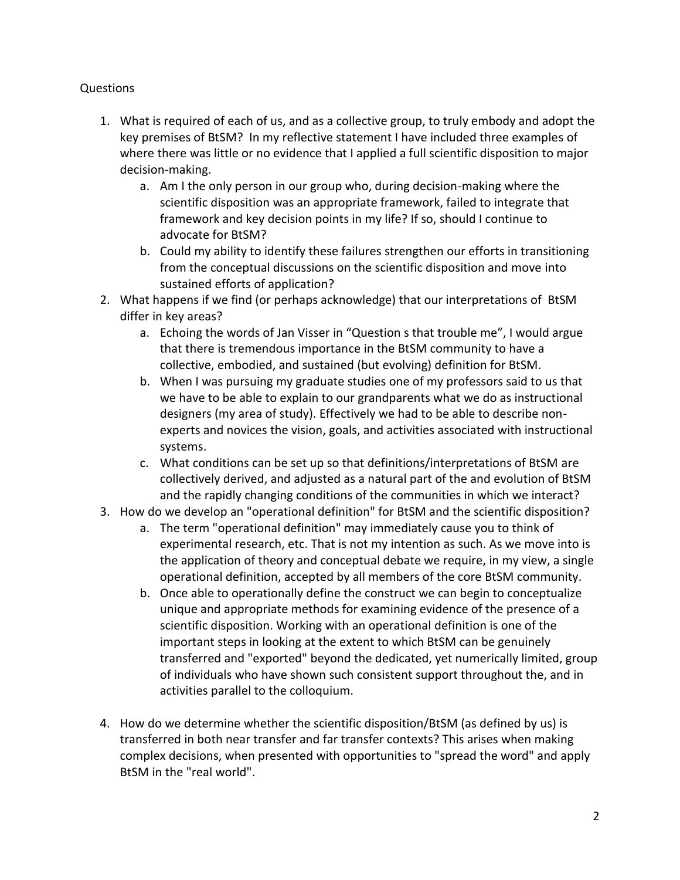Questions

1. What is required of each of us, and as a collective group, to truly embody and adopt the key premises of BtSM? In my reflective statement I have included three examples of where there was little or no evidence that I applied a full scientific disposition to major decision-making.
    a. Am I the only person in our group who, during decision-making where the scientific disposition was an appropriate framework, failed to integrate that framework and key decision points in my life? If so, should I continue to advocate for BtSM?
    b. Could my ability to identify these failures strengthen our efforts in transitioning from the conceptual discussions on the scientific disposition and move into sustained efforts of application?
2. What happens if we find (or perhaps acknowledge) that our interpretations of BtSM differ in key areas?
    a. Echoing the words of Jan Visser in "Question s that trouble me", I would argue that there is tremendous importance in the BtSM community to have a collective, embodied, and sustained (but evolving) definition for BtSM.
    b. When I was pursuing my graduate studies one of my professors said to us that we have to be able to explain to our grandparents what we do as instructional designers (my area of study). Effectively we had to be able to describe non-experts and novices the vision, goals, and activities associated with instructional systems.
    c. What conditions can be set up so that definitions/interpretations of BtSM are collectively derived, and adjusted as a natural part of the and evolution of BtSM and the rapidly changing conditions of the communities in which we interact?
3. How do we develop an "operational definition" for BtSM and the scientific disposition?
    a. The term "operational definition" may immediately cause you to think of experimental research, etc. That is not my intention as such. As we move into is the application of theory and conceptual debate we require, in my view, a single operational definition, accepted by all members of the core BtSM community.
    b. Once able to operationally define the construct we can begin to conceptualize unique and appropriate methods for examining evidence of the presence of a scientific disposition. Working with an operational definition is one of the important steps in looking at the extent to which BtSM can be genuinely transferred and "exported" beyond the dedicated, yet numerically limited, group of individuals who have shown such consistent support throughout the, and in activities parallel to the colloquium.

4. How do we determine whether the scientific disposition/BtSM (as defined by us) is transferred in both near transfer and far transfer contexts? This arises when making complex decisions, when presented with opportunities to "spread the word" and apply BtSM in the "real world".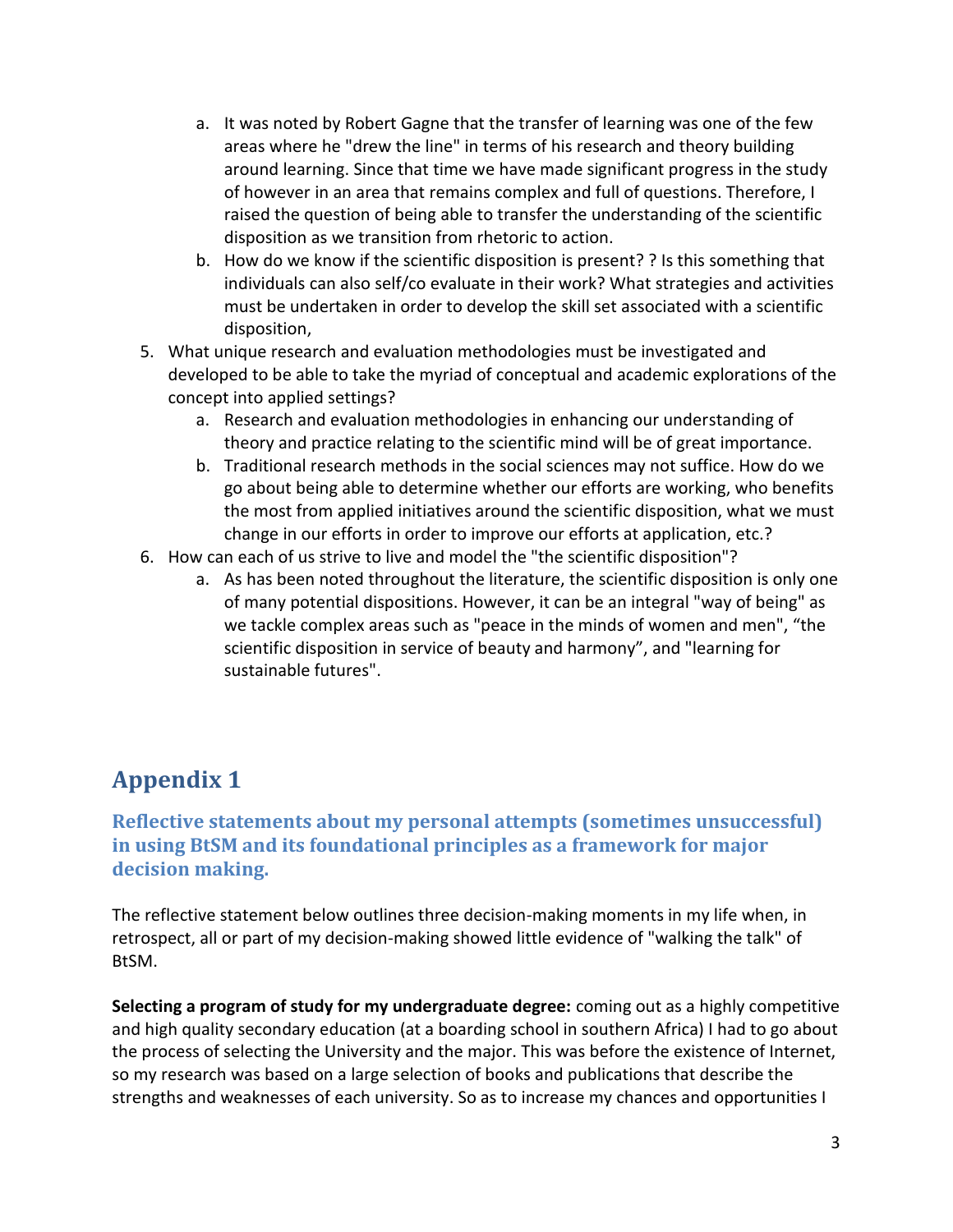a. It was noted by Robert Gagne that the transfer of learning was one of the few areas where he "drew the line" in terms of his research and theory building around learning. Since that time we have made significant progress in the study of however in an area that remains complex and full of questions. Therefore, I raised the question of being able to transfer the understanding of the scientific disposition as we transition from rhetoric to action.
   b. How do we know if the scientific disposition is present? ? Is this something that individuals can also self/co evaluate in their work? What strategies and activities must be undertaken in order to develop the skill set associated with a scientific disposition,

5. What unique research and evaluation methodologies must be investigated and developed to be able to take the myriad of conceptual and academic explorations of the concept into applied settings?
   a. Research and evaluation methodologies in enhancing our understanding of theory and practice relating to the scientific mind will be of great importance.
   b. Traditional research methods in the social sciences may not suffice. How do we go about being able to determine whether our efforts are working, who benefits the most from applied initiatives around the scientific disposition, what we must change in our efforts in order to improve our efforts at application, etc.?
6. How can each of us strive to live and model the "the scientific disposition"?
   a. As has been noted throughout the literature, the scientific disposition is only one of many potential dispositions. However, it can be an integral "way of being" as we tackle complex areas such as "peace in the minds of women and men", "the scientific disposition in service of beauty and harmony", and "learning for sustainable futures".

# Appendix 1

### Reflective statements about my personal attempts (sometimes unsuccessful) in using BtSM and its foundational principles as a framework for major decision making.

The reflective statement below outlines three decision-making moments in my life when, in retrospect, all or part of my decision-making showed little evidence of "walking the talk" of BtSM.

**Selecting a program of study for my undergraduate degree:** coming out as a highly competitive and high quality secondary education (at a boarding school in southern Africa) I had to go about the process of selecting the University and the major. This was before the existence of Internet, so my research was based on a large selection of books and publications that describe the strengths and weaknesses of each university. So as to increase my chances and opportunities I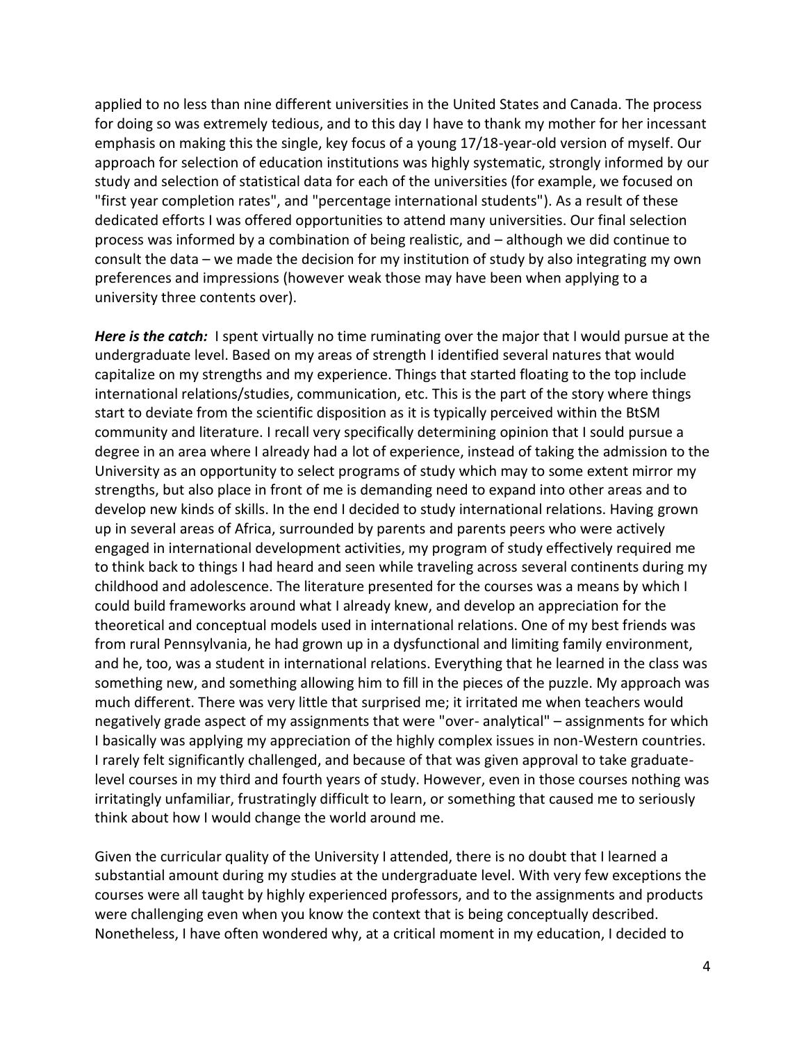applied to no less than nine different universities in the United States and Canada. The process for doing so was extremely tedious, and to this day I have to thank my mother for her incessant emphasis on making this the single, key focus of a young 17/18-year-old version of myself. Our approach for selection of education institutions was highly systematic, strongly informed by our study and selection of statistical data for each of the universities (for example, we focused on "first year completion rates", and "percentage international students"). As a result of these dedicated efforts I was offered opportunities to attend many universities. Our final selection process was informed by a combination of being realistic, and – although we did continue to consult the data – we made the decision for my institution of study by also integrating my own preferences and impressions (however weak those may have been when applying to a university three contents over).

***Here is the catch:*** I spent virtually no time ruminating over the major that I would pursue at the undergraduate level. Based on my areas of strength I identified several natures that would capitalize on my strengths and my experience. Things that started floating to the top include international relations/studies, communication, etc. This is the part of the story where things start to deviate from the scientific disposition as it is typically perceived within the BtSM community and literature. I recall very specifically determining opinion that I sould pursue a degree in an area where I already had a lot of experience, instead of taking the admission to the University as an opportunity to select programs of study which may to some extent mirror my strengths, but also place in front of me is demanding need to expand into other areas and to develop new kinds of skills. In the end I decided to study international relations. Having grown up in several areas of Africa, surrounded by parents and parents peers who were actively engaged in international development activities, my program of study effectively required me to think back to things I had heard and seen while traveling across several continents during my childhood and adolescence. The literature presented for the courses was a means by which I could build frameworks around what I already knew, and develop an appreciation for the theoretical and conceptual models used in international relations. One of my best friends was from rural Pennsylvania, he had grown up in a dysfunctional and limiting family environment, and he, too, was a student in international relations. Everything that he learned in the class was something new, and something allowing him to fill in the pieces of the puzzle. My approach was much different. There was very little that surprised me; it irritated me when teachers would negatively grade aspect of my assignments that were "over- analytical" – assignments for which I basically was applying my appreciation of the highly complex issues in non-Western countries. I rarely felt significantly challenged, and because of that was given approval to take graduate-level courses in my third and fourth years of study. However, even in those courses nothing was irritatingly unfamiliar, frustratingly difficult to learn, or something that caused me to seriously think about how I would change the world around me.

Given the curricular quality of the University I attended, there is no doubt that I learned a substantial amount during my studies at the undergraduate level. With very few exceptions the courses were all taught by highly experienced professors, and to the assignments and products were challenging even when you know the context that is being conceptually described. Nonetheless, I have often wondered why, at a critical moment in my education, I decided to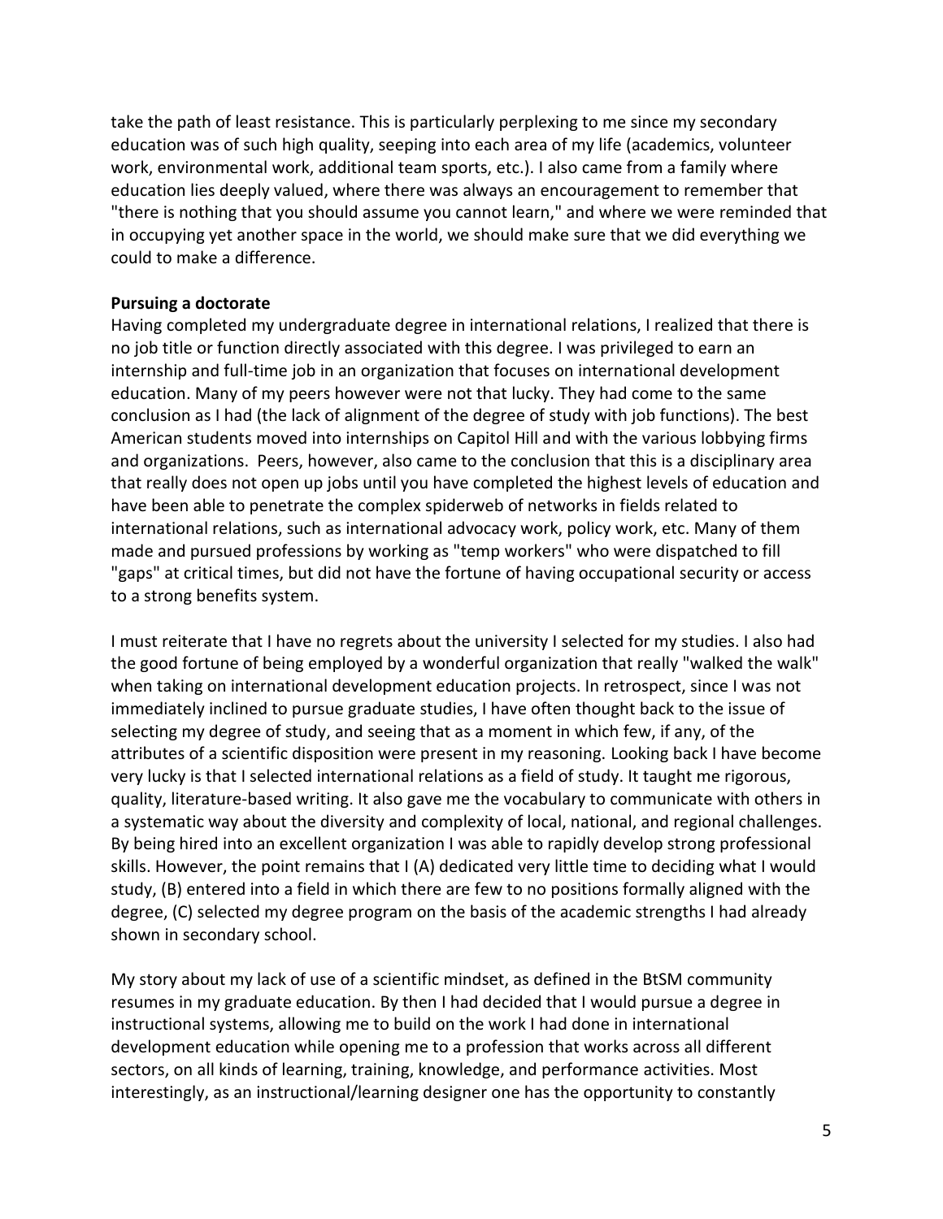take the path of least resistance. This is particularly perplexing to me since my secondary education was of such high quality, seeping into each area of my life (academics, volunteer work, environmental work, additional team sports, etc.). I also came from a family where education lies deeply valued, where there was always an encouragement to remember that "there is nothing that you should assume you cannot learn," and where we were reminded that in occupying yet another space in the world, we should make sure that we did everything we could to make a difference.

**Pursuing a doctorate**

Having completed my undergraduate degree in international relations, I realized that there is no job title or function directly associated with this degree. I was privileged to earn an internship and full-time job in an organization that focuses on international development education. Many of my peers however were not that lucky. They had come to the same conclusion as I had (the lack of alignment of the degree of study with job functions). The best American students moved into internships on Capitol Hill and with the various lobbying firms and organizations. Peers, however, also came to the conclusion that this is a disciplinary area that really does not open up jobs until you have completed the highest levels of education and have been able to penetrate the complex spiderweb of networks in fields related to international relations, such as international advocacy work, policy work, etc. Many of them made and pursued professions by working as "temp workers" who were dispatched to fill "gaps" at critical times, but did not have the fortune of having occupational security or access to a strong benefits system.

I must reiterate that I have no regrets about the university I selected for my studies. I also had the good fortune of being employed by a wonderful organization that really "walked the walk" when taking on international development education projects. In retrospect, since I was not immediately inclined to pursue graduate studies, I have often thought back to the issue of selecting my degree of study, and seeing that as a moment in which few, if any, of the attributes of a scientific disposition were present in my reasoning. Looking back I have become very lucky is that I selected international relations as a field of study. It taught me rigorous, quality, literature-based writing. It also gave me the vocabulary to communicate with others in a systematic way about the diversity and complexity of local, national, and regional challenges. By being hired into an excellent organization I was able to rapidly develop strong professional skills. However, the point remains that I (A) dedicated very little time to deciding what I would study, (B) entered into a field in which there are few to no positions formally aligned with the degree, (C) selected my degree program on the basis of the academic strengths I had already shown in secondary school.

My story about my lack of use of a scientific mindset, as defined in the BtSM community resumes in my graduate education. By then I had decided that I would pursue a degree in instructional systems, allowing me to build on the work I had done in international development education while opening me to a profession that works across all different sectors, on all kinds of learning, training, knowledge, and performance activities. Most interestingly, as an instructional/learning designer one has the opportunity to constantly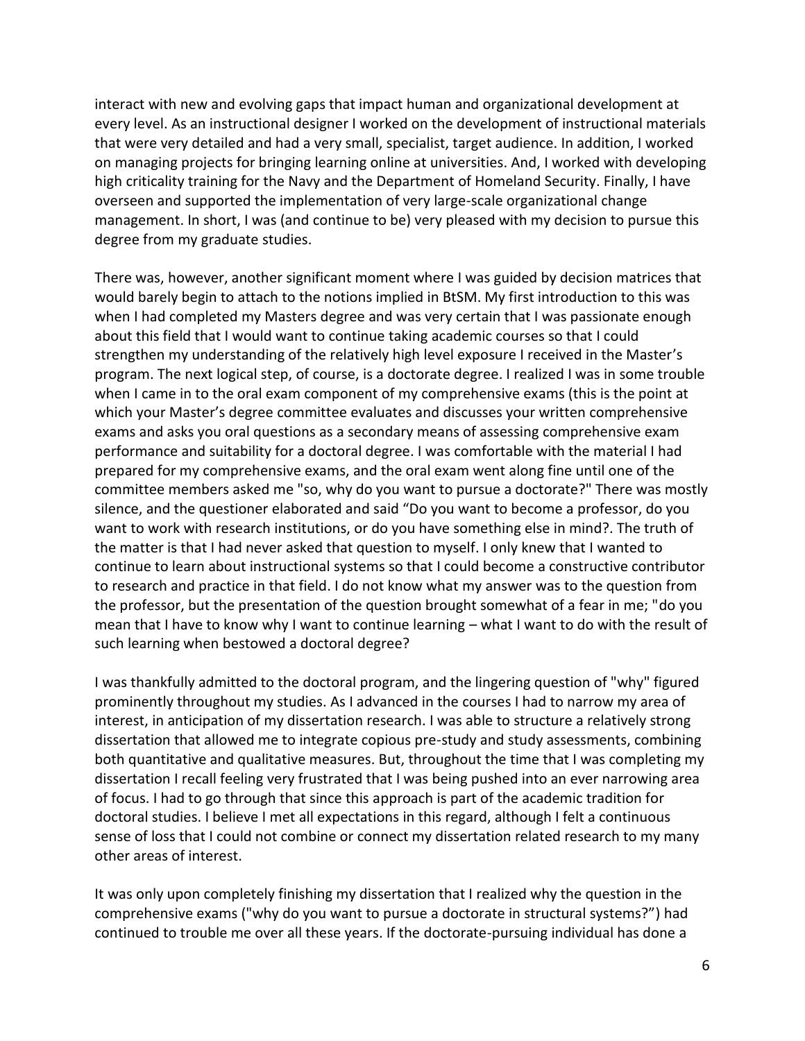interact with new and evolving gaps that impact human and organizational development at every level. As an instructional designer I worked on the development of instructional materials that were very detailed and had a very small, specialist, target audience. In addition, I worked on managing projects for bringing learning online at universities. And, I worked with developing high criticality training for the Navy and the Department of Homeland Security. Finally, I have overseen and supported the implementation of very large-scale organizational change management. In short, I was (and continue to be) very pleased with my decision to pursue this degree from my graduate studies.

There was, however, another significant moment where I was guided by decision matrices that would barely begin to attach to the notions implied in BtSM. My first introduction to this was when I had completed my Masters degree and was very certain that I was passionate enough about this field that I would want to continue taking academic courses so that I could strengthen my understanding of the relatively high level exposure I received in the Master's program. The next logical step, of course, is a doctorate degree. I realized I was in some trouble when I came in to the oral exam component of my comprehensive exams (this is the point at which your Master's degree committee evaluates and discusses your written comprehensive exams and asks you oral questions as a secondary means of assessing comprehensive exam performance and suitability for a doctoral degree. I was comfortable with the material I had prepared for my comprehensive exams, and the oral exam went along fine until one of the committee members asked me "so, why do you want to pursue a doctorate?" There was mostly silence, and the questioner elaborated and said "Do you want to become a professor, do you want to work with research institutions, or do you have something else in mind?. The truth of the matter is that I had never asked that question to myself. I only knew that I wanted to continue to learn about instructional systems so that I could become a constructive contributor to research and practice in that field. I do not know what my answer was to the question from the professor, but the presentation of the question brought somewhat of a fear in me; "do you mean that I have to know why I want to continue learning – what I want to do with the result of such learning when bestowed a doctoral degree?

I was thankfully admitted to the doctoral program, and the lingering question of "why" figured prominently throughout my studies. As I advanced in the courses I had to narrow my area of interest, in anticipation of my dissertation research. I was able to structure a relatively strong dissertation that allowed me to integrate copious pre-study and study assessments, combining both quantitative and qualitative measures. But, throughout the time that I was completing my dissertation I recall feeling very frustrated that I was being pushed into an ever narrowing area of focus. I had to go through that since this approach is part of the academic tradition for doctoral studies. I believe I met all expectations in this regard, although I felt a continuous sense of loss that I could not combine or connect my dissertation related research to my many other areas of interest.

It was only upon completely finishing my dissertation that I realized why the question in the comprehensive exams ("why do you want to pursue a doctorate in structural systems?") had continued to trouble me over all these years. If the doctorate-pursuing individual has done a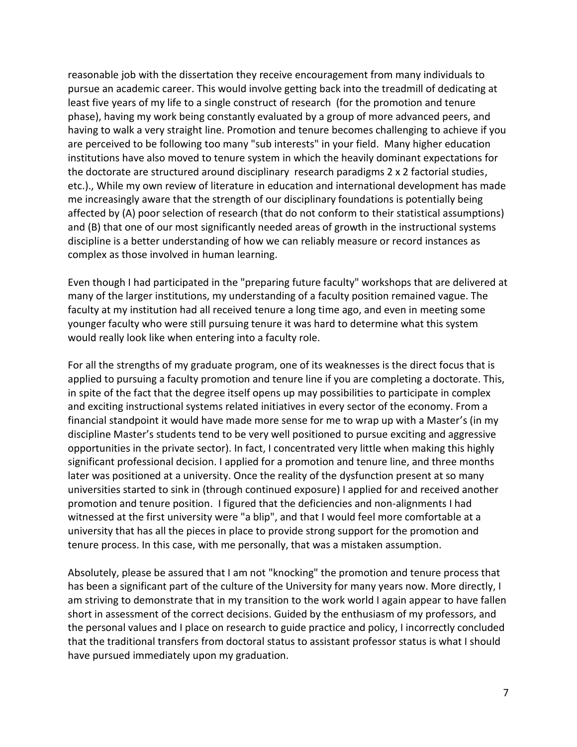reasonable job with the dissertation they receive encouragement from many individuals to pursue an academic career. This would involve getting back into the treadmill of dedicating at least five years of my life to a single construct of research (for the promotion and tenure phase), having my work being constantly evaluated by a group of more advanced peers, and having to walk a very straight line. Promotion and tenure becomes challenging to achieve if you are perceived to be following too many "sub interests" in your field. Many higher education institutions have also moved to tenure system in which the heavily dominant expectations for the doctorate are structured around disciplinary research paradigms 2 x 2 factorial studies, etc.)., While my own review of literature in education and international development has made me increasingly aware that the strength of our disciplinary foundations is potentially being affected by (A) poor selection of research (that do not conform to their statistical assumptions) and (B) that one of our most significantly needed areas of growth in the instructional systems discipline is a better understanding of how we can reliably measure or record instances as complex as those involved in human learning.

Even though I had participated in the "preparing future faculty" workshops that are delivered at many of the larger institutions, my understanding of a faculty position remained vague. The faculty at my institution had all received tenure a long time ago, and even in meeting some younger faculty who were still pursuing tenure it was hard to determine what this system would really look like when entering into a faculty role.

For all the strengths of my graduate program, one of its weaknesses is the direct focus that is applied to pursuing a faculty promotion and tenure line if you are completing a doctorate. This, in spite of the fact that the degree itself opens up may possibilities to participate in complex and exciting instructional systems related initiatives in every sector of the economy. From a financial standpoint it would have made more sense for me to wrap up with a Master's (in my discipline Master's students tend to be very well positioned to pursue exciting and aggressive opportunities in the private sector). In fact, I concentrated very little when making this highly significant professional decision. I applied for a promotion and tenure line, and three months later was positioned at a university. Once the reality of the dysfunction present at so many universities started to sink in (through continued exposure) I applied for and received another promotion and tenure position. I figured that the deficiencies and non-alignments I had witnessed at the first university were "a blip", and that I would feel more comfortable at a university that has all the pieces in place to provide strong support for the promotion and tenure process. In this case, with me personally, that was a mistaken assumption.

Absolutely, please be assured that I am not "knocking" the promotion and tenure process that has been a significant part of the culture of the University for many years now. More directly, I am striving to demonstrate that in my transition to the work world I again appear to have fallen short in assessment of the correct decisions. Guided by the enthusiasm of my professors, and the personal values and I place on research to guide practice and policy, I incorrectly concluded that the traditional transfers from doctoral status to assistant professor status is what I should have pursued immediately upon my graduation.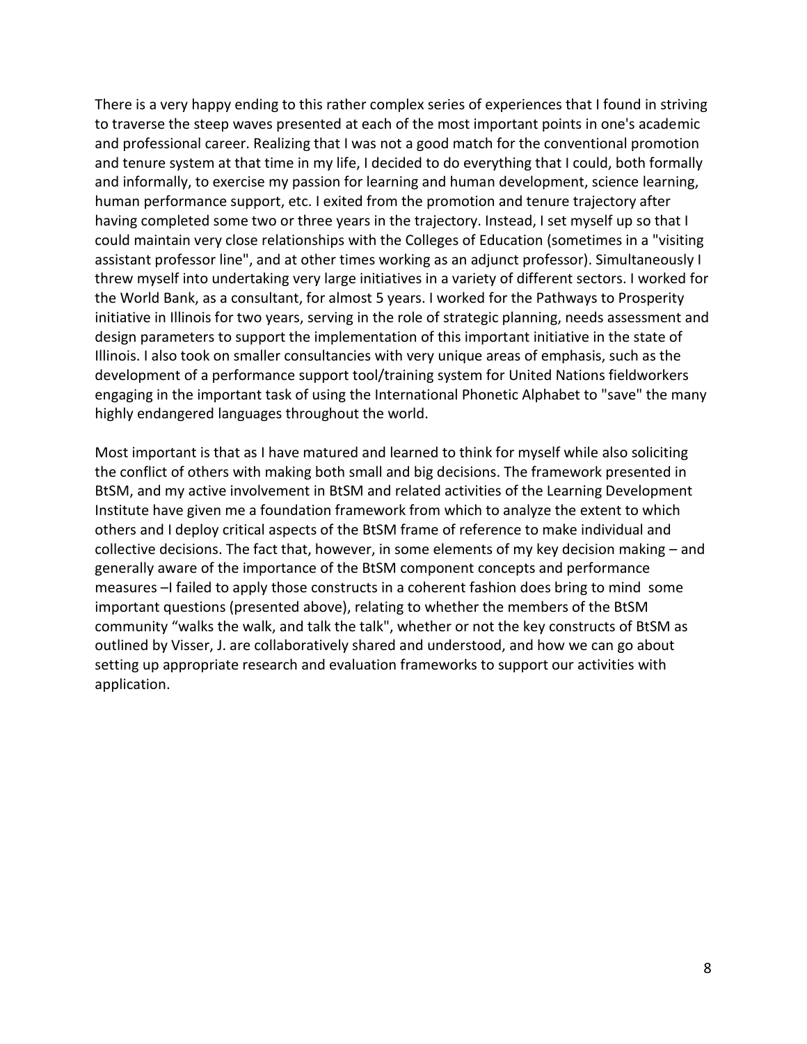There is a very happy ending to this rather complex series of experiences that I found in striving to traverse the steep waves presented at each of the most important points in one's academic and professional career. Realizing that I was not a good match for the conventional promotion and tenure system at that time in my life, I decided to do everything that I could, both formally and informally, to exercise my passion for learning and human development, science learning, human performance support, etc. I exited from the promotion and tenure trajectory after having completed some two or three years in the trajectory. Instead, I set myself up so that I could maintain very close relationships with the Colleges of Education (sometimes in a "visiting assistant professor line", and at other times working as an adjunct professor). Simultaneously I threw myself into undertaking very large initiatives in a variety of different sectors. I worked for the World Bank, as a consultant, for almost 5 years. I worked for the Pathways to Prosperity initiative in Illinois for two years, serving in the role of strategic planning, needs assessment and design parameters to support the implementation of this important initiative in the state of Illinois. I also took on smaller consultancies with very unique areas of emphasis, such as the development of a performance support tool/training system for United Nations fieldworkers engaging in the important task of using the International Phonetic Alphabet to "save" the many highly endangered languages throughout the world.

Most important is that as I have matured and learned to think for myself while also soliciting the conflict of others with making both small and big decisions. The framework presented in BtSM, and my active involvement in BtSM and related activities of the Learning Development Institute have given me a foundation framework from which to analyze the extent to which others and I deploy critical aspects of the BtSM frame of reference to make individual and collective decisions. The fact that, however, in some elements of my key decision making – and generally aware of the importance of the BtSM component concepts and performance measures –I failed to apply those constructs in a coherent fashion does bring to mind some important questions (presented above), relating to whether the members of the BtSM community “walks the walk, and talk the talk", whether or not the key constructs of BtSM as outlined by Visser, J. are collaboratively shared and understood, and how we can go about setting up appropriate research and evaluation frameworks to support our activities with application.